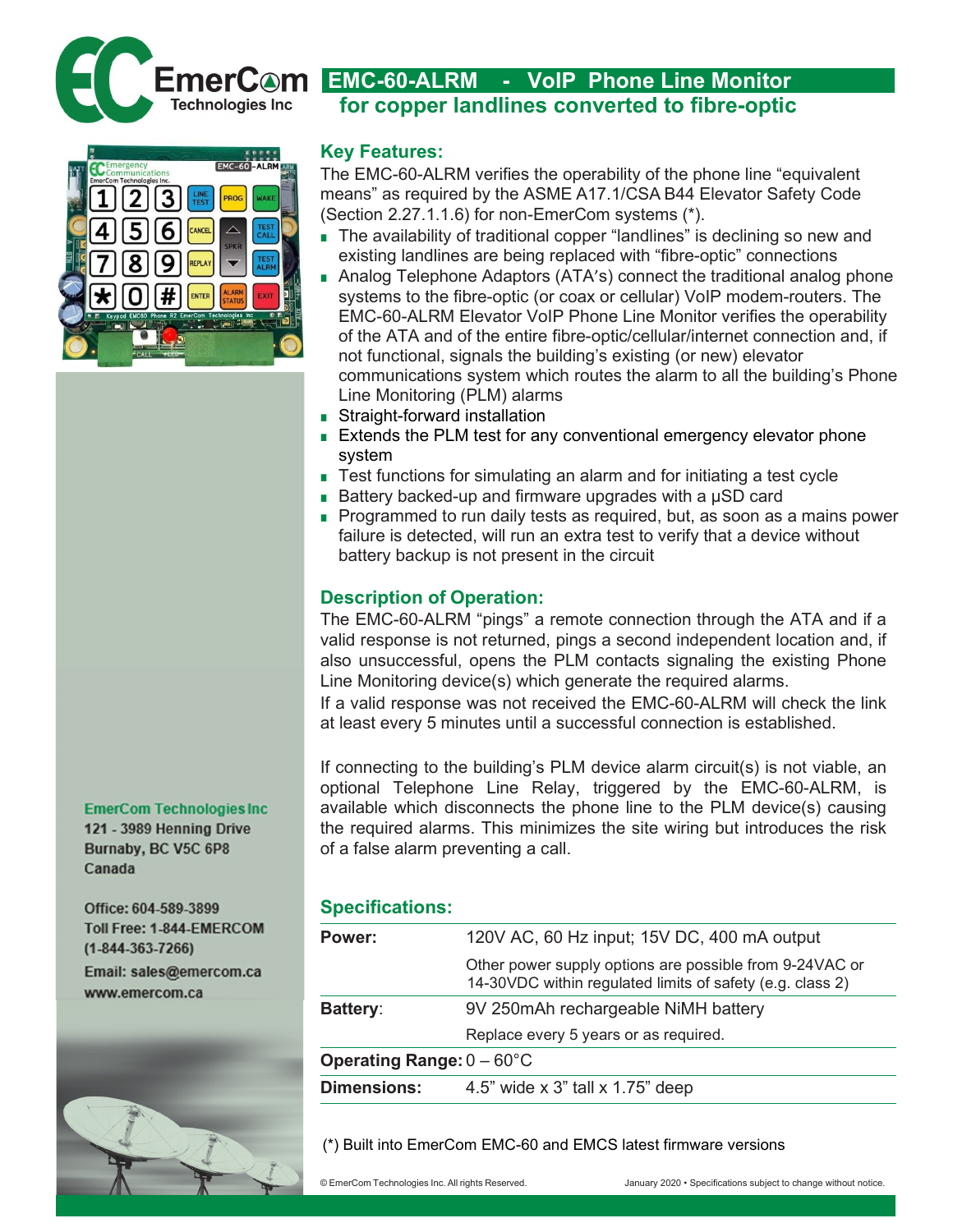# EmerCom Technologies Inc

## EMC-60-ALRM - VoIP Phone Line Monitor for copper landlines converted to fibre-optic

### Key Features:

The EMC-60-ALRM verifies the operability of the phone line "equivalent means" as required by the ASME A17.1/CSA B44 Elevator Safety Code (Section 2.27.1.1.6) for non-EmerCom systems (*).

- The availability of traditional copper "landlines" is declining so new and existing landlines are being replaced with "fibre-optic" connections
- Analog Telephone Adaptors (ATA's) connect the traditional analog phone systems to the fibre-optic (or coax or cellular) VoIP modem-routers. The EMC-60-ALRM Elevator VoIP Phone Line Monitor verifies the operability of the ATA and of the entire fibre-optic/cellular/internet connection and, if not functional, signals the building's existing (or new) elevator communications system which routes the alarm to all the building's Phone Line Monitoring (PLM) alarms
- Straight-forward installation
- Extends the PLM test for any conventional emergency elevator phone system
- Test functions for simulating an alarm and for initiating a test cycle
- Battery backed-up and firmware upgrades with a µSD card
- Programmed to run daily tests as required, but, as soon as a mains power failure is detected, will run an extra test to verify that a device without battery backup is not present in the circuit

### Description of Operation:

The EMC-60-ALRM "pings" a remote connection through the ATA and if a valid response is not returned, pings a second independent location and, if also unsuccessful, opens the PLM contacts signaling the existing Phone Line Monitoring device(s) which generate the required alarms.
If a valid response was not received the EMC-60-ALRM will check the link at least every 5 minutes until a successful connection is established.

If connecting to the building's PLM device alarm circuit(s) is not viable, an optional Telephone Line Relay, triggered by the EMC-60-ALRM, is available which disconnects the phone line to the PLM device(s) causing the required alarms. This minimizes the site wiring but introduces the risk of a false alarm preventing a call.

### Specifications:

| | |
|---|---|
| **Power:** | 120V AC, 60 Hz input; 15V DC, 400 mA output |
| | Other power supply options are possible from 9-24VAC or 14-30VDC within regulated limits of safety (e.g. class 2) |
| **Battery:** | 9V 250mAh rechargeable NiMH battery |
| | Replace every 5 years or as required. |
| **Operating Range:** | 0 – 60°C |
| **Dimensions:** | 4.5" wide x 3" tall x 1.75" deep |

(*) Built into EmerCom EMC-60 and EMCS latest firmware versions

**EmerCom Technologies Inc**
121 - 3989 Henning Drive
Burnaby, BC V5C 6P8
Canada

Office: 604-589-3899
Toll Free: 1-844-EMERCOM
(1-844-363-7266)
Email: sales@emercom.ca
www.emercom.ca

© EmerCom Technologies Inc. All rights Reserved.

January 2020 • Specifications subject to change without notice.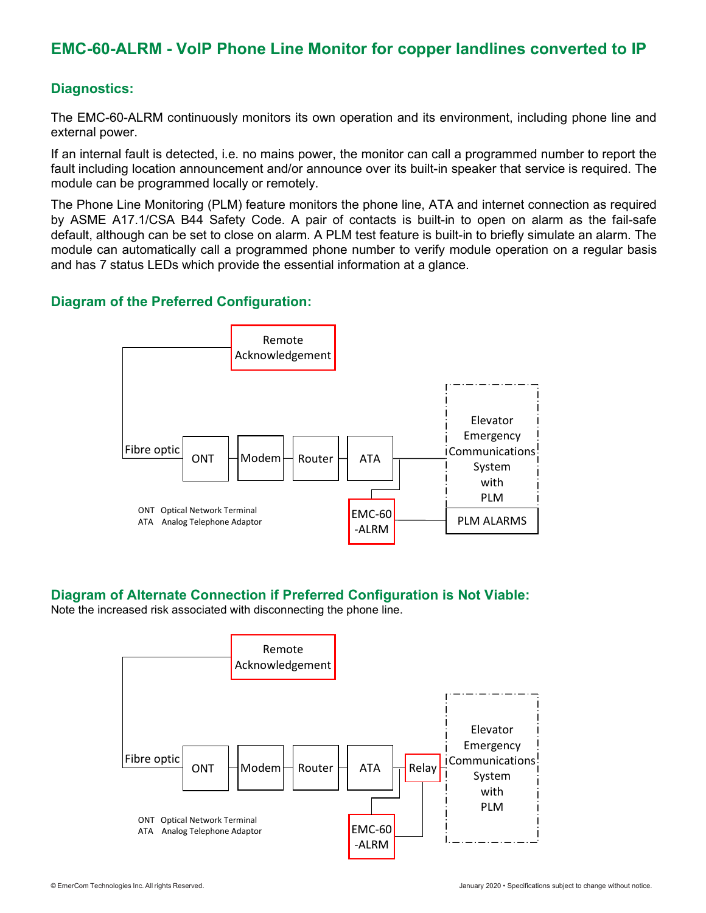# EMC-60-ALRM - VoIP Phone Line Monitor for copper landlines converted to IP

## Diagnostics:

The EMC-60-ALRM continuously monitors its own operation and its environment, including phone line and external power.

If an internal fault is detected, i.e. no mains power, the monitor can call a programmed number to report the fault including location announcement and/or announce over its built-in speaker that service is required. The module can be programmed locally or remotely.

The Phone Line Monitoring (PLM) feature monitors the phone line, ATA and internet connection as required by ASME A17.1/CSA B44 Safety Code. A pair of contacts is built-in to open on alarm as the fail-safe default, although can be set to close on alarm. A PLM test feature is built-in to briefly simulate an alarm. The module can automatically call a programmed phone number to verify module operation on a regular basis and has 7 status LEDs which provide the essential information at a glance.

## Diagram of the Preferred Configuration:

Remote Acknowledgement

Fibre optic

ONT

Modem

Router

ATA

Elevator Emergency Communications System with PLM

EMC-60 -ALRM

PLM ALARMS

ONT Optical Network Terminal
ATA Analog Telephone Adaptor

## Diagram of Alternate Connection if Preferred Configuration is Not Viable:

Note the increased risk associated with disconnecting the phone line.

Remote Acknowledgement

Fibre optic

ONT

Modem

Router

ATA

Relay

Elevator Emergency Communications System with PLM

EMC-60 -ALRM

ONT Optical Network Terminal
ATA Analog Telephone Adaptor

© EmerCom Technologies Inc. All rights Reserved.

January 2020 • Specifications subject to change without notice.